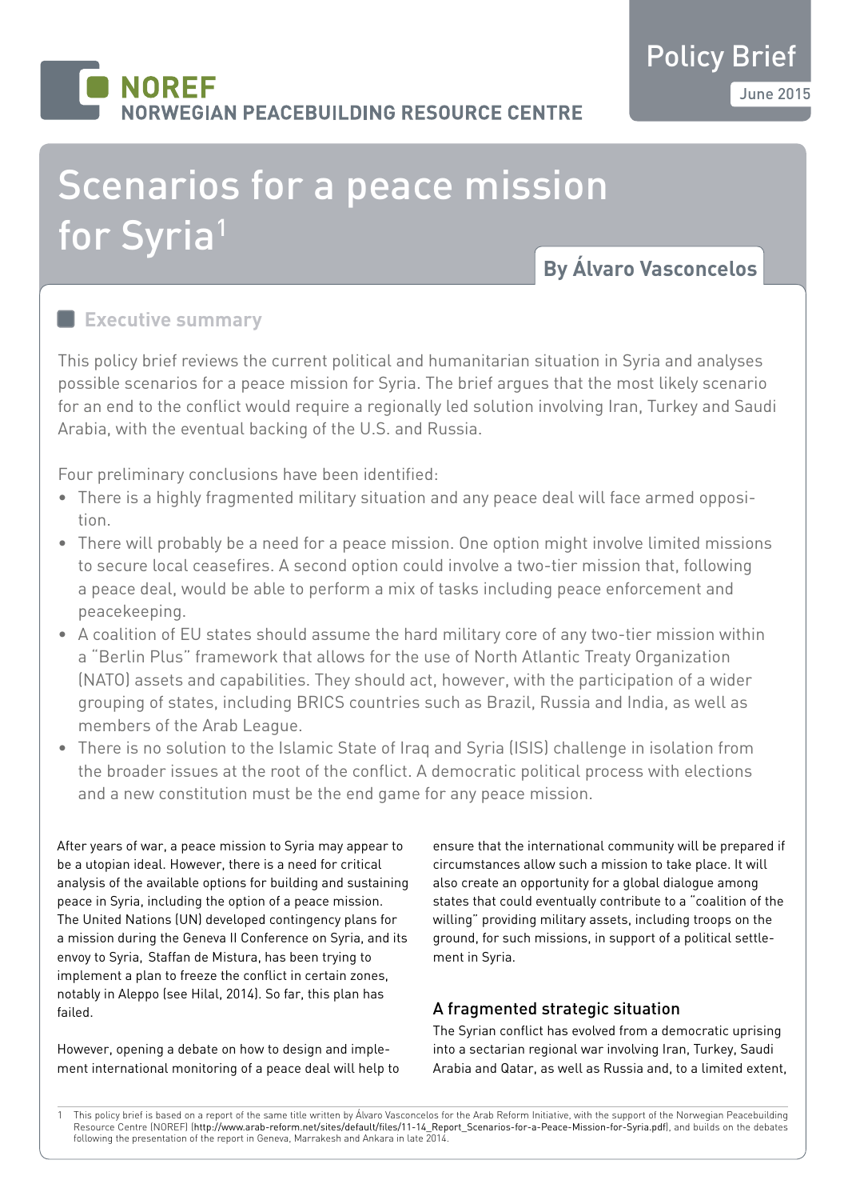NOREF
NORWEGIAN PEACEBUILDING RESOURCE CENTRE

Policy Brief
June 2015

# Scenarios for a peace mission for Syria[1]

**By Álvaro Vasconcelos**

## Executive summary

This policy brief reviews the current political and humanitarian situation in Syria and analyses possible scenarios for a peace mission for Syria. The brief argues that the most likely scenario for an end to the conflict would require a regionally led solution involving Iran, Turkey and Saudi Arabia, with the eventual backing of the U.S. and Russia.

Four preliminary conclusions have been identified:

- There is a highly fragmented military situation and any peace deal will face armed opposition.
- There will probably be a need for a peace mission. One option might involve limited missions to secure local ceasefires. A second option could involve a two-tier mission that, following a peace deal, would be able to perform a mix of tasks including peace enforcement and peacekeeping.
- A coalition of EU states should assume the hard military core of any two-tier mission within a "Berlin Plus" framework that allows for the use of North Atlantic Treaty Organization (NATO) assets and capabilities. They should act, however, with the participation of a wider grouping of states, including BRICS countries such as Brazil, Russia and India, as well as members of the Arab League.
- There is no solution to the Islamic State of Iraq and Syria (ISIS) challenge in isolation from the broader issues at the root of the conflict. A democratic political process with elections and a new constitution must be the end game for any peace mission.

After years of war, a peace mission to Syria may appear to be a utopian ideal. However, there is a need for critical analysis of the available options for building and sustaining peace in Syria, including the option of a peace mission. The United Nations (UN) developed contingency plans for a mission during the Geneva II Conference on Syria, and its envoy to Syria, Staffan de Mistura, has been trying to implement a plan to freeze the conflict in certain zones, notably in Aleppo (see Hilal, 2014). So far, this plan has failed.

However, opening a debate on how to design and implement international monitoring of a peace deal will help to ensure that the international community will be prepared if circumstances allow such a mission to take place. It will also create an opportunity for a global dialogue among states that could eventually contribute to a "coalition of the willing" providing military assets, including troops on the ground, for such missions, in support of a political settlement in Syria.

### A fragmented strategic situation

The Syrian conflict has evolved from a democratic uprising into a sectarian regional war involving Iran, Turkey, Saudi Arabia and Qatar, as well as Russia and, to a limited extent,

---

1 This policy brief is based on a report of the same title written by Álvaro Vasconcelos for the Arab Reform Initiative, with the support of the Norwegian Peacebuilding Resource Centre (NOREF) (http://www.arab-reform.net/sites/default/files/11-14_Report_Scenarios-for-a-Peace-Mission-for-Syria.pdf), and builds on the debates following the presentation of the report in Geneva, Marrakesh and Ankara in late 2014.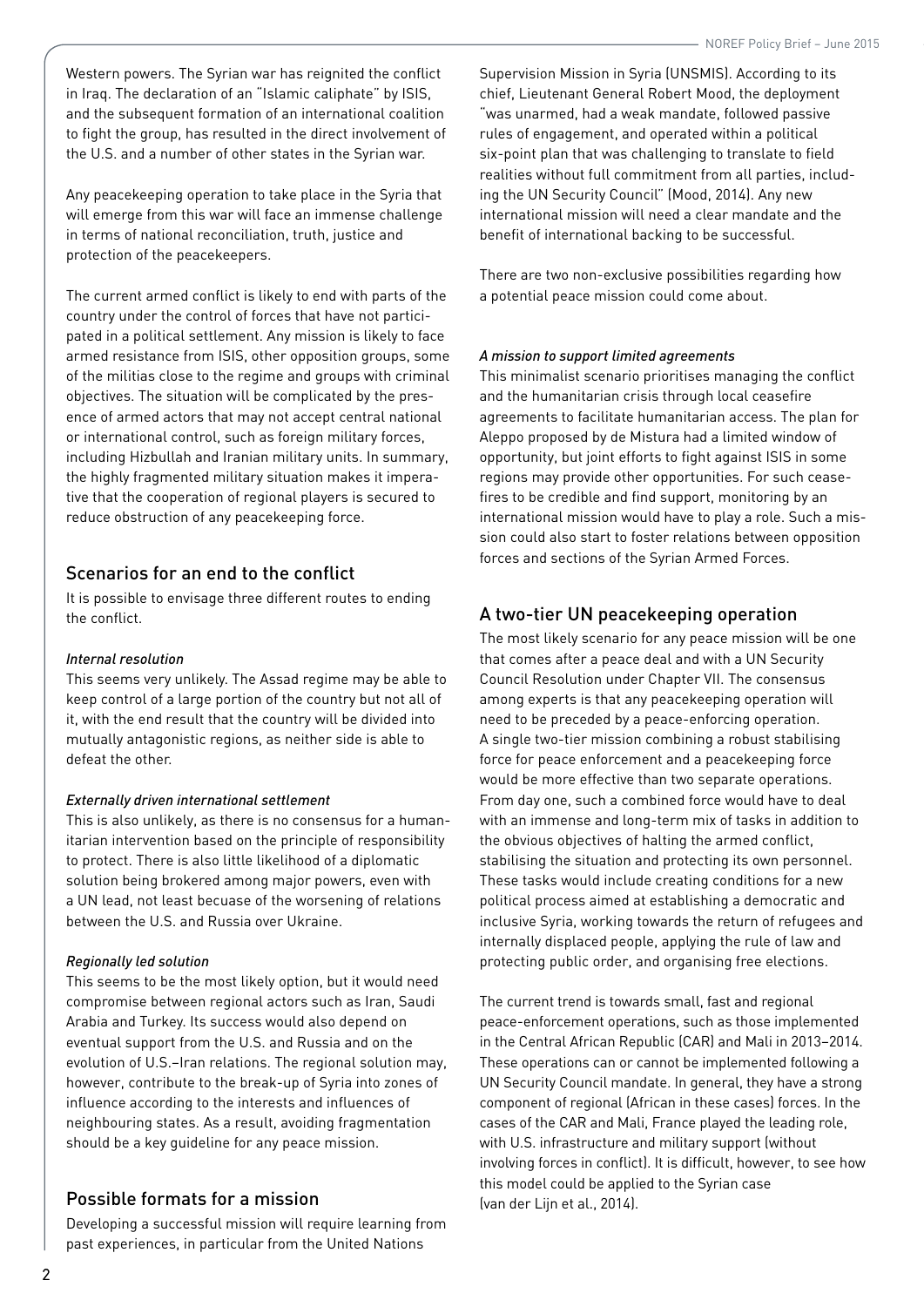Western powers. The Syrian war has reignited the conflict in Iraq. The declaration of an "Islamic caliphate" by ISIS, and the subsequent formation of an international coalition to fight the group, has resulted in the direct involvement of the U.S. and a number of other states in the Syrian war.

Any peacekeeping operation to take place in the Syria that will emerge from this war will face an immense challenge in terms of national reconciliation, truth, justice and protection of the peacekeepers.

The current armed conflict is likely to end with parts of the country under the control of forces that have not participated in a political settlement. Any mission is likely to face armed resistance from ISIS, other opposition groups, some of the militias close to the regime and groups with criminal objectives. The situation will be complicated by the presence of armed actors that may not accept central national or international control, such as foreign military forces, including Hizbullah and Iranian military units. In summary, the highly fragmented military situation makes it imperative that the cooperation of regional players is secured to reduce obstruction of any peacekeeping force.

## Scenarios for an end to the conflict

It is possible to envisage three different routes to ending the conflict.

*Internal resolution*

This seems very unlikely. The Assad regime may be able to keep control of a large portion of the country but not all of it, with the end result that the country will be divided into mutually antagonistic regions, as neither side is able to defeat the other.

*Externally driven international settlement*

This is also unlikely, as there is no consensus for a humanitarian intervention based on the principle of responsibility to protect. There is also little likelihood of a diplomatic solution being brokered among major powers, even with a UN lead, not least becuase of the worsening of relations between the U.S. and Russia over Ukraine.

*Regionally led solution*

This seems to be the most likely option, but it would need compromise between regional actors such as Iran, Saudi Arabia and Turkey. Its success would also depend on eventual support from the U.S. and Russia and on the evolution of U.S.–Iran relations. The regional solution may, however, contribute to the break-up of Syria into zones of influence according to the interests and influences of neighbouring states. As a result, avoiding fragmentation should be a key guideline for any peace mission.

## Possible formats for a mission

Developing a successful mission will require learning from past experiences, in particular from the United Nations Supervision Mission in Syria (UNSMIS). According to its chief, Lieutenant General Robert Mood, the deployment "was unarmed, had a weak mandate, followed passive rules of engagement, and operated within a political six-point plan that was challenging to translate to field realities without full commitment from all parties, including the UN Security Council" (Mood, 2014). Any new international mission will need a clear mandate and the benefit of international backing to be successful.

There are two non-exclusive possibilities regarding how a potential peace mission could come about.

*A mission to support limited agreements*

This minimalist scenario prioritises managing the conflict and the humanitarian crisis through local ceasefire agreements to facilitate humanitarian access. The plan for Aleppo proposed by de Mistura had a limited window of opportunity, but joint efforts to fight against ISIS in some regions may provide other opportunities. For such ceasefires to be credible and find support, monitoring by an international mission would have to play a role. Such a mission could also start to foster relations between opposition forces and sections of the Syrian Armed Forces.

## A two-tier UN peacekeeping operation

The most likely scenario for any peace mission will be one that comes after a peace deal and with a UN Security Council Resolution under Chapter VII. The consensus among experts is that any peacekeeping operation will need to be preceded by a peace-enforcing operation. A single two-tier mission combining a robust stabilising force for peace enforcement and a peacekeeping force would be more effective than two separate operations. From day one, such a combined force would have to deal with an immense and long-term mix of tasks in addition to the obvious objectives of halting the armed conflict, stabilising the situation and protecting its own personnel. These tasks would include creating conditions for a new political process aimed at establishing a democratic and inclusive Syria, working towards the return of refugees and internally displaced people, applying the rule of law and protecting public order, and organising free elections.

The current trend is towards small, fast and regional peace-enforcement operations, such as those implemented in the Central African Republic (CAR) and Mali in 2013–2014. These operations can or cannot be implemented following a UN Security Council mandate. In general, they have a strong component of regional (African in these cases) forces. In the cases of the CAR and Mali, France played the leading role, with U.S. infrastructure and military support (without involving forces in conflict). It is difficult, however, to see how this model could be applied to the Syrian case (van der Lijn et al., 2014).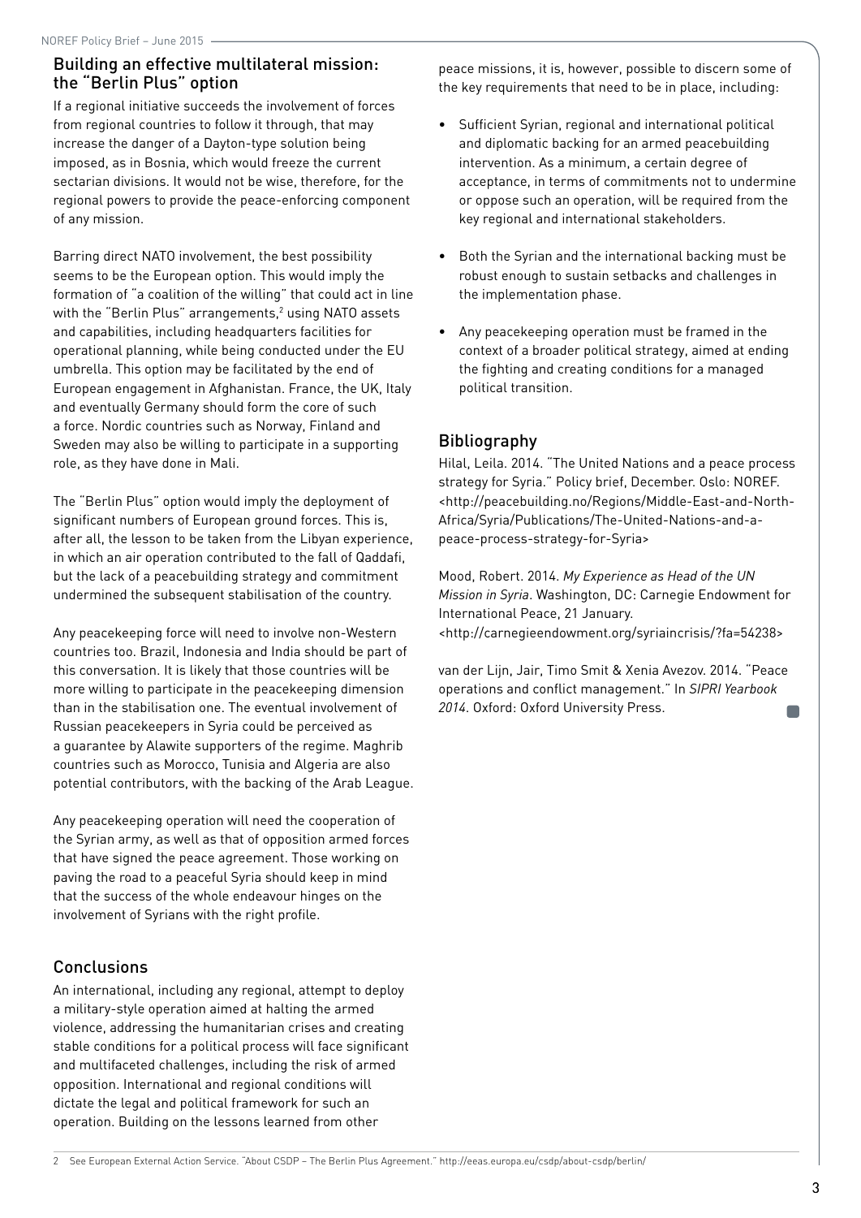## Building an effective multilateral mission: the "Berlin Plus" option

If a regional initiative succeeds the involvement of forces from regional countries to follow it through, that may increase the danger of a Dayton-type solution being imposed, as in Bosnia, which would freeze the current sectarian divisions. It would not be wise, therefore, for the regional powers to provide the peace-enforcing component of any mission.

Barring direct NATO involvement, the best possibility seems to be the European option. This would imply the formation of "a coalition of the willing" that could act in line with the "Berlin Plus" arrangements,[2] using NATO assets and capabilities, including headquarters facilities for operational planning, while being conducted under the EU umbrella. This option may be facilitated by the end of European engagement in Afghanistan. France, the UK, Italy and eventually Germany should form the core of such a force. Nordic countries such as Norway, Finland and Sweden may also be willing to participate in a supporting role, as they have done in Mali.

The "Berlin Plus" option would imply the deployment of significant numbers of European ground forces. This is, after all, the lesson to be taken from the Libyan experience, in which an air operation contributed to the fall of Qaddafi, but the lack of a peacebuilding strategy and commitment undermined the subsequent stabilisation of the country.

Any peacekeeping force will need to involve non-Western countries too. Brazil, Indonesia and India should be part of this conversation. It is likely that those countries will be more willing to participate in the peacekeeping dimension than in the stabilisation one. The eventual involvement of Russian peacekeepers in Syria could be perceived as a guarantee by Alawite supporters of the regime. Maghrib countries such as Morocco, Tunisia and Algeria are also potential contributors, with the backing of the Arab League.

Any peacekeeping operation will need the cooperation of the Syrian army, as well as that of opposition armed forces that have signed the peace agreement. Those working on paving the road to a peaceful Syria should keep in mind that the success of the whole endeavour hinges on the involvement of Syrians with the right profile.

## Conclusions

An international, including any regional, attempt to deploy a military-style operation aimed at halting the armed violence, addressing the humanitarian crises and creating stable conditions for a political process will face significant and multifaceted challenges, including the risk of armed opposition. International and regional conditions will dictate the legal and political framework for such an operation. Building on the lessons learned from other peace missions, it is, however, possible to discern some of the key requirements that need to be in place, including:

- Sufficient Syrian, regional and international political and diplomatic backing for an armed peacebuilding intervention. As a minimum, a certain degree of acceptance, in terms of commitments not to undermine or oppose such an operation, will be required from the key regional and international stakeholders.
- Both the Syrian and the international backing must be robust enough to sustain setbacks and challenges in the implementation phase.
- Any peacekeeping operation must be framed in the context of a broader political strategy, aimed at ending the fighting and creating conditions for a managed political transition.

## Bibliography

Hilal, Leila. 2014. "The United Nations and a peace process strategy for Syria." Policy brief, December. Oslo: NOREF. <http://peacebuilding.no/Regions/Middle-East-and-North-Africa/Syria/Publications/The-United-Nations-and-a-peace-process-strategy-for-Syria>

Mood, Robert. 2014. *My Experience as Head of the UN Mission in Syria*. Washington, DC: Carnegie Endowment for International Peace, 21 January. <http://carnegieendowment.org/syriaincrisis/?fa=54238>

van der Lijn, Jair, Timo Smit & Xenia Avezov. 2014. "Peace operations and conflict management." In *SIPRI Yearbook 2014*. Oxford: Oxford University Press.

---

2 See European External Action Service. "About CSDP – The Berlin Plus Agreement." http://eeas.europa.eu/csdp/about-csdp/berlin/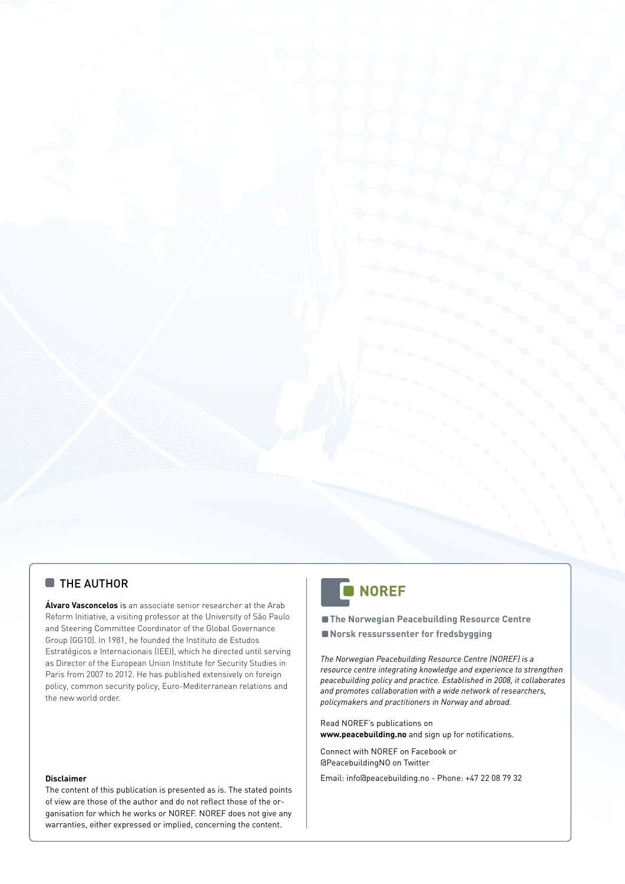## THE AUTHOR

**Álvaro Vasconcelos** is an associate senior researcher at the Arab Reform Initiative, a visiting professor at the University of São Paulo and Steering Committee Coordinator of the Global Governance Group (GG10). In 1981, he founded the Instituto de Estudos Estratégicos e Internacionais (IEEI), which he directed until serving as Director of the European Union Institute for Security Studies in Paris from 2007 to 2012. He has published extensively on foreign policy, common security policy, Euro-Mediterranean relations and the new world order.

**Disclaimer**
The content of this publication is presented as is. The stated points of view are those of the author and do not reflect those of the organisation for which he works or NOREF. NOREF does not give any warranties, either expressed or implied, concerning the content.

## NOREF

**The Norwegian Peacebuilding Resource Centre**
**Norsk ressurssenter for fredsbygging**

*The Norwegian Peacebuilding Resource Centre (NOREF) is a resource centre integrating knowledge and experience to strengthen peacebuilding policy and practice. Established in 2008, it collaborates and promotes collaboration with a wide network of researchers, policymakers and practitioners in Norway and abroad.*

Read NOREF's publications on **www.peacebuilding.no** and sign up for notifications.

Connect with NOREF on Facebook or @PeacebuildingNO on Twitter

Email: info@peacebuilding.no - Phone: +47 22 08 79 32